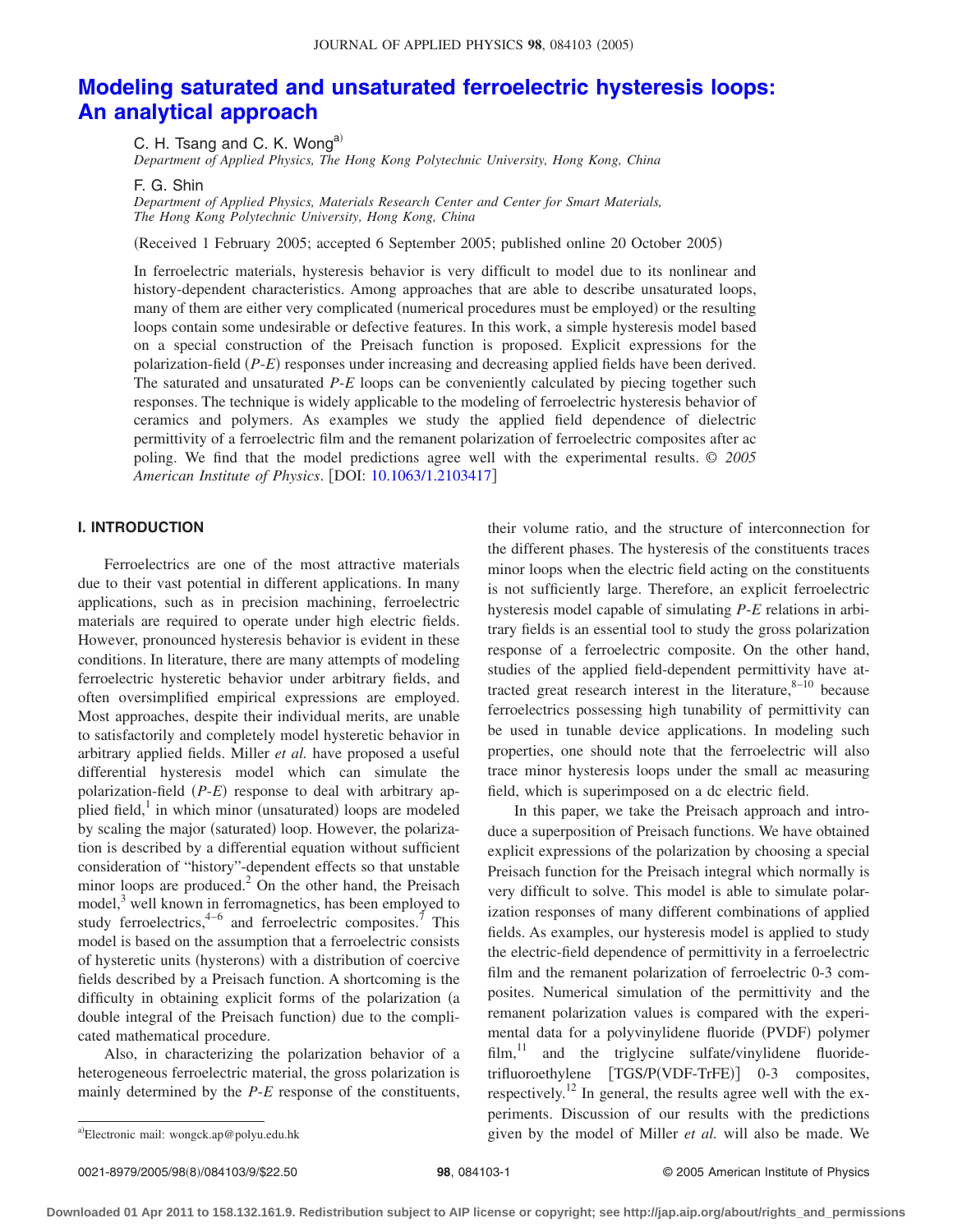# Modeling saturated and unsaturated ferroelectric hysteresis loops: An analytical approach

C. H. Tsang and C. K. Wong[a)]

*Department of Applied Physics, The Hong Kong Polytechnic University, Hong Kong, China*

F. G. Shin

*Department of Applied Physics, Materials Research Center and Center for Smart Materials, The Hong Kong Polytechnic University, Hong Kong, China*

(Received 1 February 2005; accepted 6 September 2005; published online 20 October 2005)

In ferroelectric materials, hysteresis behavior is very difficult to model due to its nonlinear and history-dependent characteristics. Among approaches that are able to describe unsaturated loops, many of them are either very complicated (numerical procedures must be employed) or the resulting loops contain some undesirable or defective features. In this work, a simple hysteresis model based on a special construction of the Preisach function is proposed. Explicit expressions for the polarization-field (*P-E*) responses under increasing and decreasing applied fields have been derived. The saturated and unsaturated *P-E* loops can be conveniently calculated by piecing together such responses. The technique is widely applicable to the modeling of ferroelectric hysteresis behavior of ceramics and polymers. As examples we study the applied field dependence of dielectric permittivity of a ferroelectric film and the remanent polarization of ferroelectric composites after ac poling. We find that the model predictions agree well with the experimental results. © *2005 American Institute of Physics*. [DOI: 10.1063/1.2103417]

## I. INTRODUCTION

Ferroelectrics are one of the most attractive materials due to their vast potential in different applications. In many applications, such as in precision machining, ferroelectric materials are required to operate under high electric fields. However, pronounced hysteresis behavior is evident in these conditions. In literature, there are many attempts of modeling ferroelectric hysteretic behavior under arbitrary fields, and often oversimplified empirical expressions are employed. Most approaches, despite their individual merits, are unable to satisfactorily and completely model hysteretic behavior in arbitrary applied fields. Miller *et al.* have proposed a useful differential hysteresis model which can simulate the polarization-field (*P-E*) response to deal with arbitrary applied field,[1] in which minor (unsaturated) loops are modeled by scaling the major (saturated) loop. However, the polarization is described by a differential equation without sufficient consideration of "history"-dependent effects so that unstable minor loops are produced.[2] On the other hand, the Preisach model,[3] well known in ferromagnetics, has been employed to study ferroelectrics,[4–6] and ferroelectric composites.[7] This model is based on the assumption that a ferroelectric consists of hysteretic units (hysterons) with a distribution of coercive fields described by a Preisach function. A shortcoming is the difficulty in obtaining explicit forms of the polarization (a double integral of the Preisach function) due to the complicated mathematical procedure.

Also, in characterizing the polarization behavior of a heterogeneous ferroelectric material, the gross polarization is mainly determined by the *P-E* response of the constituents, their volume ratio, and the structure of interconnection for the different phases. The hysteresis of the constituents traces minor loops when the electric field acting on the constituents is not sufficiently large. Therefore, an explicit ferroelectric hysteresis model capable of simulating *P-E* relations in arbitrary fields is an essential tool to study the gross polarization response of a ferroelectric composite. On the other hand, studies of the applied field-dependent permittivity have attracted great research interest in the literature,[8–10] because ferroelectrics possessing high tunability of permittivity can be used in tunable device applications. In modeling such properties, one should note that the ferroelectric will also trace minor hysteresis loops under the small ac measuring field, which is superimposed on a dc electric field.

In this paper, we take the Preisach approach and introduce a superposition of Preisach functions. We have obtained explicit expressions of the polarization by choosing a special Preisach function for the Preisach integral which normally is very difficult to solve. This model is able to simulate polarization responses of many different combinations of applied fields. As examples, our hysteresis model is applied to study the electric-field dependence of permittivity in a ferroelectric film and the remanent polarization of ferroelectric 0-3 composites. Numerical simulation of the permittivity and the remanent polarization values is compared with the experimental data for a polyvinylidene fluoride (PVDF) polymer film,[11] and the triglycine sulfate/vinylidene fluoride-trifluoroethylene [TGS/P(VDF-TrFE)] 0-3 composites, respectively.[12] In general, the results agree well with the experiments. Discussion of our results with the predictions given by the model of Miller *et al.* will also be made. We

[a)]Electronic mail: wongck.ap@polyu.edu.hk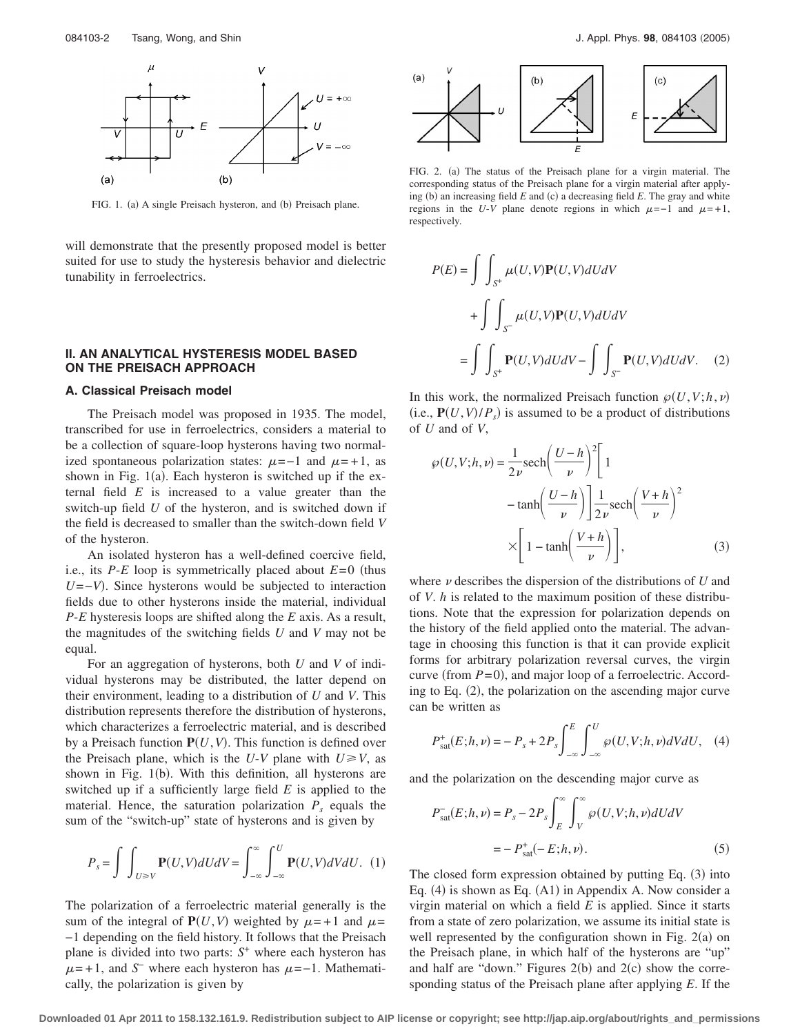FIG. 1. (a) A single Preisach hysteron, and (b) Preisach plane.

will demonstrate that the presently proposed model is better suited for use to study the hysteresis behavior and dielectric tunability in ferroelectrics.

## II. AN ANALYTICAL HYSTERESIS MODEL BASED ON THE PREISACH APPROACH

### A. Classical Preisach model

The Preisach model was proposed in 1935. The model, transcribed for use in ferroelectrics, considers a material to be a collection of square-loop hysterons having two normalized spontaneous polarization states: $\mu=-1$ and $\mu=+1$, as shown in Fig. 1(a). Each hysteron is switched up if the external field $E$ is increased to a value greater than the switch-up field $U$ of the hysteron, and is switched down if the field is decreased to smaller than the switch-down field $V$ of the hysteron.

An isolated hysteron has a well-defined coercive field, i.e., its $P$-$E$ loop is symmetrically placed about $E=0$ (thus $U=-V$). Since hysterons would be subjected to interaction fields due to other hysterons inside the material, individual $P$-$E$ hysteresis loops are shifted along the $E$ axis. As a result, the magnitudes of the switching fields $U$ and $V$ may not be equal.

For an aggregation of hysterons, both $U$ and $V$ of individual hysterons may be distributed, the latter depend on their environment, leading to a distribution of $U$ and $V$. This distribution represents therefore the distribution of hysterons, which characterizes a ferroelectric material, and is described by a Preisach function $\mathbf{P}(U,V)$. This function is defined over the Preisach plane, which is the $U$-$V$ plane with $U \geq V$, as shown in Fig. 1(b). With this definition, all hysterons are switched up if a sufficiently large field $E$ is applied to the material. Hence, the saturation polarization $P_s$ equals the sum of the "switch-up" state of hysterons and is given by

$$P_s = \int\int_{U\geq V} \mathbf{P}(U,V)dUdV = \int_{-\infty}^{\infty}\int_{-\infty}^{U} \mathbf{P}(U,V)dVdU. \quad (1)$$

The polarization of a ferroelectric material generally is the sum of the integral of $\mathbf{P}(U,V)$ weighted by $\mu=+1$ and $\mu=-1$ depending on the field history. It follows that the Preisach plane is divided into two parts: $S^+$ where each hysteron has $\mu=+1$, and $S^-$ where each hysteron has $\mu=-1$. Mathematically, the polarization is given by

FIG. 2. (a) The status of the Preisach plane for a virgin material. The corresponding status of the Preisach plane for a virgin material after applying (b) an increasing field $E$ and (c) a decreasing field $E$. The gray and white regions in the $U$-$V$ plane denote regions in which $\mu=-1$ and $\mu=+1$, respectively.

$$\begin{aligned} P(E) &= \int\int_{S^+} \mu(U,V)\mathbf{P}(U,V)dUdV \\ &\quad + \int\int_{S^-} \mu(U,V)\mathbf{P}(U,V)dUdV \\ &= \int\int_{S^+} \mathbf{P}(U,V)dUdV - \int\int_{S^-} \mathbf{P}(U,V)dUdV. \end{aligned} \quad (2)$$

In this work, the normalized Preisach function $\wp(U,V;h,\nu)$ (i.e., $\mathbf{P}(U,V)/P_s$) is assumed to be a product of distributions of $U$ and of $V$,

$$\begin{aligned} \wp(U,V;h,\nu) &= \frac{1}{2\nu}\operatorname{sech}\left(\frac{U-h}{\nu}\right)^2\left[1 - \tanh\left(\frac{U-h}{\nu}\right)\right]\frac{1}{2\nu}\operatorname{sech}\left(\frac{V+h}{\nu}\right)^2 \\ &\quad \times\left[1-\tanh\left(\frac{V+h}{\nu}\right)\right], \end{aligned} \quad (3)$$

where $\nu$ describes the dispersion of the distributions of $U$ and of $V$. $h$ is related to the maximum position of these distributions. Note that the expression for polarization depends on the history of the field applied onto the material. The advantage in choosing this function is that it can provide explicit forms for arbitrary polarization reversal curves, the virgin curve (from $P=0$), and major loop of a ferroelectric. According to Eq. (2), the polarization on the ascending major curve can be written as

$$P_{\text{sat}}^{+}(E;h,\nu) = -P_s + 2P_s\int_{-\infty}^{E}\int_{-\infty}^{U}\wp(U,V;h,\nu)dVdU, \quad (4)$$

and the polarization on the descending major curve as

$$\begin{aligned} P_{\text{sat}}^{-}(E;h,\nu) &= P_s - 2P_s\int_{E}^{\infty}\int_{V}^{\infty}\wp(U,V;h,\nu)dUdV \\ &= -P_{\text{sat}}^{+}(-E;h,\nu). \end{aligned} \quad (5)$$

The closed form expression obtained by putting Eq. (3) into Eq. (4) is shown as Eq. (A1) in Appendix A. Now consider a virgin material on which a field $E$ is applied. Since it starts from a state of zero polarization, we assume its initial state is well represented by the configuration shown in Fig. 2(a) on the Preisach plane, in which half of the hysterons are "up" and half are "down." Figures 2(b) and 2(c) show the corresponding status of the Preisach plane after applying $E$. If the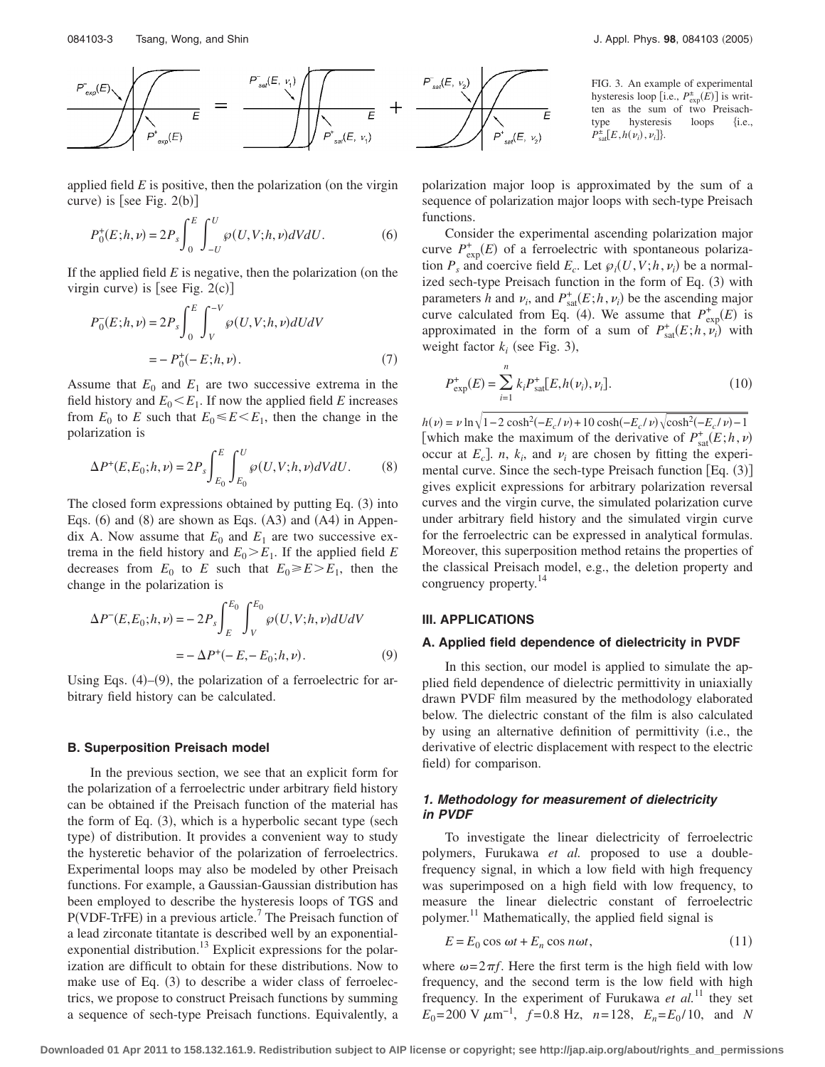FIG. 3. An example of experimental hysteresis loop [i.e., $P^{\pm}_{\exp}(E)$] is written as the sum of two Preisach-type hysteresis loops {i.e., $P^{\pm}_{\rm sat}[E,h(\nu_i),\nu_i]$}.

applied field $E$ is positive, then the polarization (on the virgin curve) is [see Fig. 2(b)]

$$P_0^+(E;h,\nu) = 2P_s\int_0^E\int_{-U}^{U}\wp(U,V;h,\nu)dVdU. \tag{6}$$

If the applied field $E$ is negative, then the polarization (on the virgin curve) is [see Fig. 2(c)]

$$P_0^-(E;h,\nu) = 2P_s\int_0^E\int_V^{-V}\wp(U,V;h,\nu)dUdV = -P_0^+(-E;h,\nu). \tag{7}$$

Assume that $E_0$ and $E_1$ are two successive extrema in the field history and $E_0<E_1$. If now the applied field $E$ increases from $E_0$ to $E$ such that $E_0\leqslant E<E_1$, then the change in the polarization is

$$\Delta P^+(E,E_0;h,\nu) = 2P_s\int_{E_0}^{E}\int_{E_0}^{U}\wp(U,V;h,\nu)dVdU. \tag{8}$$

The closed form expressions obtained by putting Eq. (3) into Eqs. (6) and (8) are shown as Eqs. (A3) and (A4) in Appendix A. Now assume that $E_0$ and $E_1$ are two successive extrema in the field history and $E_0>E_1$. If the applied field $E$ decreases from $E_0$ to $E$ such that $E_0\geqslant E>E_1$, then the change in the polarization is

$$\Delta P^-(E,E_0;h,\nu) = -2P_s\int_E^{E_0}\int_V^{E_0}\wp(U,V;h,\nu)dUdV = -\Delta P^+(-E,-E_0;h,\nu). \tag{9}$$

Using Eqs. (4)–(9), the polarization of a ferroelectric for arbitrary field history can be calculated.

### B. Superposition Preisach model

In the previous section, we see that an explicit form for the polarization of a ferroelectric under arbitrary field history can be obtained if the Preisach function of the material has the form of Eq. (3), which is a hyperbolic secant type (sech type) of distribution. It provides a convenient way to study the hysteretic behavior of the polarization of ferroelectrics. Experimental loops may also be modeled by other Preisach functions. For example, a Gaussian-Gaussian distribution has been employed to describe the hysteresis loops of TGS and P(VDF-TrFE) in a previous article.[7] The Preisach function of a lead zirconate titantate is described well by an exponential-exponential distribution.[13] Explicit expressions for the polarization are difficult to obtain for these distributions. Now to make use of Eq. (3) to describe a wider class of ferroelectrics, we propose to construct Preisach functions by summing a sequence of sech-type Preisach functions. Equivalently, a polarization major loop is approximated by the sum of a sequence of polarization major loops with sech-type Preisach functions.

Consider the experimental ascending polarization major curve $P^+_{\exp}(E)$ of a ferroelectric with spontaneous polarization $P_s$ and coercive field $E_c$. Let $\wp_i(U,V;h,\nu_i)$ be a normalized sech-type Preisach function in the form of Eq. (3) with parameters $h$ and $\nu_i$, and $P^+_{\rm sat}(E;h,\nu_i)$ be the ascending major curve calculated from Eq. (4). We assume that $P^+_{\exp}(E)$ is approximated in the form of a sum of $P^+_{\rm sat}(E;h,\nu_i)$ with weight factor $k_i$ (see Fig. 3),

$$P^+_{\exp}(E) = \sum_{i=1}^{n} k_i P^+_{\rm sat}[E,h(\nu_i),\nu_i]. \tag{10}$$

$h(\nu)=\nu\ln\sqrt{1-2\cosh^2(-E_c/\nu)+10\cosh(-E_c/\nu)\sqrt{\cosh^2(-E_c/\nu)-1}}$ [which make the maximum of the derivative of $P^+_{\rm sat}(E;h,\nu)$ occur at $E_c$]. $n$, $k_i$, and $\nu_i$ are chosen by fitting the experimental curve. Since the sech-type Preisach function [Eq. (3)] gives explicit expressions for arbitrary polarization reversal curves and the virgin curve, the simulated polarization curve under arbitrary field history and the simulated virgin curve for the ferroelectric can be expressed in analytical formulas. Moreover, this superposition method retains the properties of the classical Preisach model, e.g., the deletion property and congruency property.[14]

## III. APPLICATIONS

### A. Applied field dependence of dielectricity in PVDF

In this section, our model is applied to simulate the applied field dependence of dielectric permittivity in uniaxially drawn PVDF film measured by the methodology elaborated below. The dielectric constant of the film is also calculated by using an alternative definition of permittivity (i.e., the derivative of electric displacement with respect to the electric field) for comparison.

#### 1. Methodology for measurement of dielectricity in PVDF

To investigate the linear dielectricity of ferroelectric polymers, Furukawa *et al.* proposed to use a double-frequency signal, in which a low field with high frequency was superimposed on a high field with low frequency, to measure the linear dielectric constant of ferroelectric polymer.[11] Mathematically, the applied field signal is

$$E = E_0\cos\omega t + E_n\cos n\omega t, \tag{11}$$

where $\omega=2\pi f$. Here the first term is the high field with low frequency, and the second term is the low field with high frequency. In the experiment of Furukawa *et al.*[11] they set $E_0=200$ V $\mu$m$^{-1}$, $f=0.8$ Hz, $n=128$, $E_n=E_0/10$, and $N$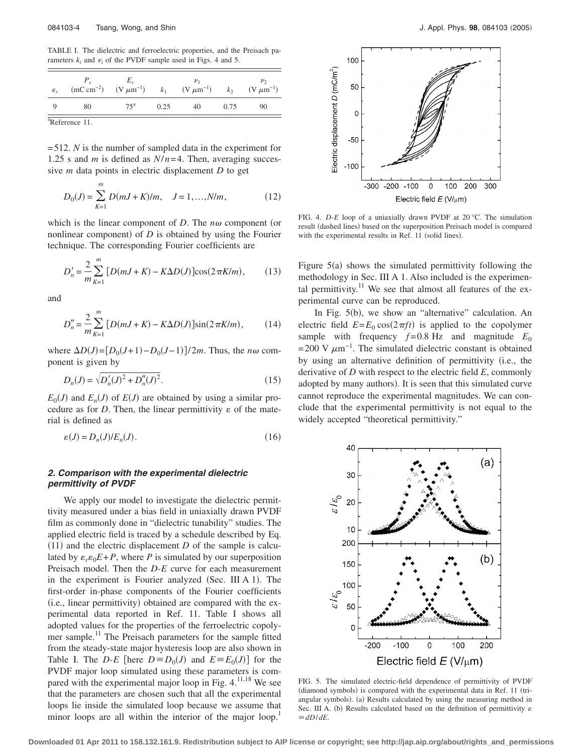TABLE I. The dielectric and ferroelectric properties, and the Preisach parameters $k_i$ and $\nu_i$ of the PVDF sample used in Figs. 4 and 5.

| $\varepsilon_r$ | $P_s$ (mC cm$^{-2}$) | $E_c$ (V $\mu$m$^{-1}$) | $k_1$ | $\nu_1$ (V $\mu$m$^{-1}$) | $k_2$ | $\nu_2$ (V $\mu$m$^{-1}$) |
|---|---|---|---|---|---|---|
| 9 | 80 | 75[a] | 0.25 | 40 | 0.75 | 90 |

[a]Reference 11.

=512. $N$ is the number of sampled data in the experiment for 1.25 s and $m$ is defined as $N/n=4$. Then, averaging successive $m$ data points in electric displacement $D$ to get

$$D_0(J) = \sum_{K=1}^{m} D(mJ+K)/m, \quad J=1,\ldots,N/m, \tag{12}$$

which is the linear component of $D$. The $n\omega$ component (or nonlinear component) of $D$ is obtained by using the Fourier technique. The corresponding Fourier coefficients are

$$D_n' = \frac{2}{m}\sum_{K=1}^{m} [D(mJ+K) - K\Delta D(J)]\cos(2\pi K/m), \tag{13}$$

and

$$D_n'' = \frac{2}{m}\sum_{K=1}^{m} [D(mJ+K) - K\Delta D(J)]\sin(2\pi K/m), \tag{14}$$

where $\Delta D(J)=[D_0(J+1)-D_0(J-1)]/2m$. Thus, the $n\omega$ component is given by

$$D_n(J) = \sqrt{D_n'(J)^2 + D_n''(J)^2}. \tag{15}$$

$E_0(J)$ and $E_n(J)$ of $E(J)$ are obtained by using a similar procedure as for $D$. Then, the linear permittivity $\varepsilon$ of the material is defined as

$$\varepsilon(J) = D_n(J)/E_n(J). \tag{16}$$

### 2. Comparison with the experimental dielectric permittivity of PVDF

We apply our model to investigate the dielectric permittivity measured under a bias field in uniaxially drawn PVDF film as commonly done in "dielectric tunability" studies. The applied electric field is traced by a schedule described by Eq. (11) and the electric displacement $D$ of the sample is calculated by $\varepsilon_r\varepsilon_0 E+P$, where $P$ is simulated by our superposition Preisach model. Then the $D$-$E$ curve for each measurement in the experiment is Fourier analyzed (Sec. III A 1). The first-order in-phase components of the Fourier coefficients (i.e., linear permittivity) obtained are compared with the experimental data reported in Ref. 11. Table I shows all adopted values for the properties of the ferroelectric copolymer sample.[11] The Preisach parameters for the sample fitted from the steady-state major hysteresis loop are also shown in Table I. The $D$-$E$ [here $D\equiv D_0(J)$ and $E\equiv E_0(J)$] for the PVDF major loop simulated using these parameters is compared with the experimental major loop in Fig. 4.[11,18] We see that the parameters are chosen such that all the experimental loops lie inside the simulated loop because we assume that minor loops are all within the interior of the major loop.[1]

FIG. 4. $D$-$E$ loop of a uniaxially drawn PVDF at 20 °C. The simulation result (dashed lines) based on the superposition Preisach model is compared with the experimental results in Ref. 11 (solid lines).

Figure 5(a) shows the simulated permittivity following the methodology in Sec. III A 1. Also included is the experimental permittivity.[11] We see that almost all features of the experimental curve can be reproduced.

In Fig. 5(b), we show an "alternative" calculation. An electric field $E=E_0\cos(2\pi ft)$ is applied to the copolymer sample with frequency $f=0.8$ Hz and magnitude $E_0$ $=200$ V $\mu$m$^{-1}$. The simulated dielectric constant is obtained by using an alternative definition of permittivity (i.e., the derivative of $D$ with respect to the electric field $E$, commonly adopted by many authors). It is seen that this simulated curve cannot reproduce the experimental magnitudes. We can conclude that the experimental permittivity is not equal to the widely accepted "theoretical permittivity."

FIG. 5. The simulated electric-field dependence of permittivity of PVDF (diamond symbols) is compared with the experimental data in Ref. 11 (triangular symbols). (a) Results calculated by using the measuring method in Sec. III A. (b) Results calculated based on the definition of permittivity $\varepsilon$ $\equiv dD/dE$.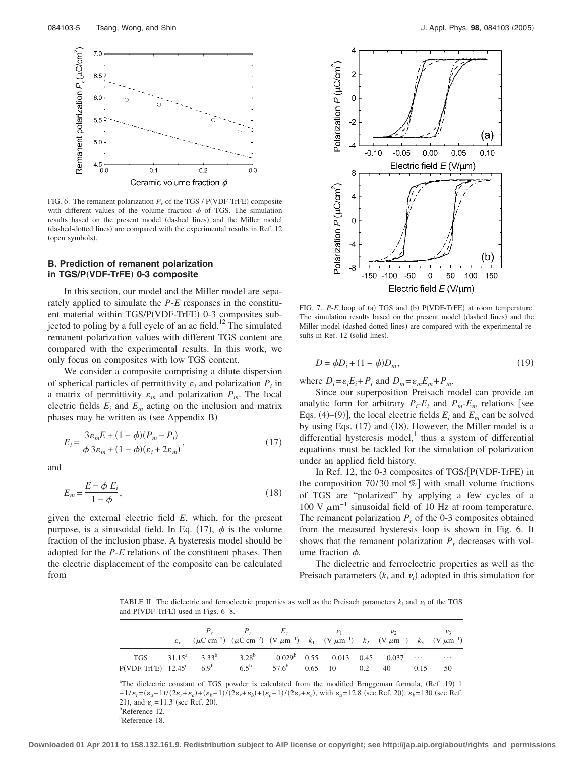FIG. 6. The remanent polarization $P_r$ of the TGS / P(VDF-TrFE) composite with different values of the volume fraction $\phi$ of TGS. The simulation results based on the present model (dashed lines) and the Miller model (dashed-dotted lines) are compared with the experimental results in Ref. 12 (open symbols).

### B. Prediction of remanent polarization in TGS/P(VDF-TrFE) 0-3 composite

In this section, our model and the Miller model are separately applied to simulate the *P-E* responses in the constituent material within TGS/P(VDF-TrFE) 0-3 composites subjected to poling by a full cycle of an ac field.[12] The simulated remanent polarization values with different TGS content are compared with the experimental results. In this work, we only focus on composites with low TGS content.

We consider a composite comprising a dilute dispersion of spherical particles of permittivity $\varepsilon_i$ and polarization $P_i$ in a matrix of permittivity $\varepsilon_m$ and polarization $P_m$. The local electric fields $E_i$ and $E_m$ acting on the inclusion and matrix phases may be written as (see Appendix B)

$$E_i = \frac{3\varepsilon_m E + (1-\phi)(P_m - P_i)}{\phi\, 3\varepsilon_m + (1-\phi)(\varepsilon_i + 2\varepsilon_m)}, \tag{17}$$

and

$$E_m = \frac{E - \phi\, E_i}{1-\phi}, \tag{18}$$

given the external electric field $E$, which, for the present purpose, is a sinusoidal field. In Eq. (17), $\phi$ is the volume fraction of the inclusion phase. A hysteresis model should be adopted for the *P-E* relations of the constituent phases. Then the electric displacement of the composite can be calculated from

FIG. 7. *P-E* loop of (a) TGS and (b) P(VDF-TrFE) at room temperature. The simulation results based on the present model (dashed lines) and the Miller model (dashed-dotted lines) are compared with the experimental results in Ref. 12 (solid lines).

$$D = \phi D_i + (1-\phi) D_m, \tag{19}$$

where $D_i = \varepsilon_i E_i + P_i$ and $D_m = \varepsilon_m E_m + P_m$.

Since our superposition Preisach model can provide an analytic form for arbitrary $P_i$-$E_i$ and $P_m$-$E_m$ relations [see Eqs. (4)–(9)], the local electric fields $E_i$ and $E_m$ can be solved by using Eqs. (17) and (18). However, the Miller model is a differential hysteresis model,[1] thus a system of differential equations must be tackled for the simulation of polarization under an applied field history.

In Ref. 12, the 0-3 composites of TGS/[P(VDF-TrFE) in the composition 70/30 mol %] with small volume fractions of TGS are "polarized" by applying a few cycles of a 100 V $\mu$m$^{-1}$ sinusoidal field of 10 Hz at room temperature. The remanent polarization $P_r$ of the 0-3 composites obtained from the measured hysteresis loop is shown in Fig. 6. It shows that the remanent polarization $P_r$ decreases with volume fraction $\phi$.

The dielectric and ferroelectric properties as well as the Preisach parameters ($k_i$ and $\nu_i$) adopted in this simulation for

TABLE II. The dielectric and ferroelectric properties as well as the Preisach parameters $k_i$ and $\nu_i$ of the TGS and P(VDF-TrFE) used in Figs. 6–8.

| | $\varepsilon_r$ | $P_s$ ($\mu$C cm$^{-2}$) | $P_r$ ($\mu$C cm$^{-2}$) | $E_c$ (V $\mu$m$^{-1}$) | $k_1$ | $\nu_1$ (V $\mu$m$^{-1}$) | $k_2$ | $\nu_2$ (V $\mu$m$^{-1}$) | $k_3$ | $\nu_3$ (V $\mu$m$^{-1}$) |
|---|---|---|---|---|---|---|---|---|---|---|
| TGS | 31.15[a] | 3.33[b] | 3.28[b] | 0.029[b] | 0.55 | 0.013 | 0.45 | 0.037 | ⋯ | ⋯ |
| P(VDF-TrFE) | 12.45[c] | 6.9[b] | 6.5[b] | 57.6[b] | 0.65 | 10 | 0.2 | 40 | 0.15 | 50 |

[a]The dielectric constant of TGS powder is calculated from the modified Bruggeman formula, (Ref. 19) $1-1/\varepsilon_r = (\varepsilon_a - 1)/(2\varepsilon_r + \varepsilon_a) + (\varepsilon_b - 1)/(2\varepsilon_r + \varepsilon_b) + (\varepsilon_c - 1)/(2\varepsilon_r + \varepsilon_c)$, with $\varepsilon_a = 12.8$ (see Ref. 20), $\varepsilon_b = 130$ (see Ref. 21), and $\varepsilon_c = 11.3$ (see Ref. 20).
[b]Reference 12.
[c]Reference 18.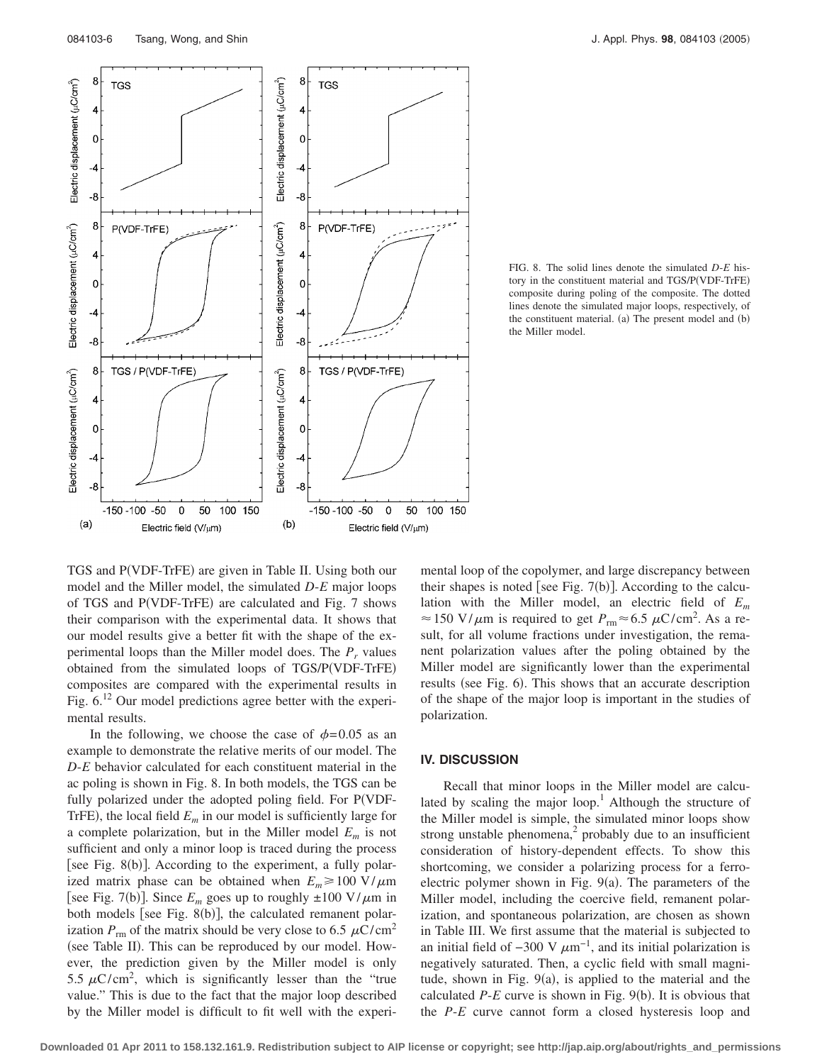FIG. 8. The solid lines denote the simulated *D-E* history in the constituent material and TGS/P(VDF-TrFE) composite during poling of the composite. The dotted lines denote the simulated major loops, respectively, of the constituent material. (a) The present model and (b) the Miller model.

TGS and P(VDF-TrFE) are given in Table II. Using both our model and the Miller model, the simulated *D-E* major loops of TGS and P(VDF-TrFE) are calculated and Fig. 7 shows their comparison with the experimental data. It shows that our model results give a better fit with the shape of the experimental loops than the Miller model does. The $P_r$ values obtained from the simulated loops of TGS/P(VDF-TrFE) composites are compared with the experimental results in Fig. 6.[12] Our model predictions agree better with the experimental results.

In the following, we choose the case of $\phi=0.05$ as an example to demonstrate the relative merits of our model. The *D-E* behavior calculated for each constituent material in the ac poling is shown in Fig. 8. In both models, the TGS can be fully polarized under the adopted poling field. For P(VDF-TrFE), the local field $E_m$ in our model is sufficiently large for a complete polarization, but in the Miller model $E_m$ is not sufficient and only a minor loop is traced during the process [see Fig. 8(b)]. According to the experiment, a fully polarized matrix phase can be obtained when $E_m \geq 100$ V/$\mu$m [see Fig. 7(b)]. Since $E_m$ goes up to roughly $\pm 100$ V/$\mu$m in both models [see Fig. 8(b)], the calculated remanent polarization $P_{rm}$ of the matrix should be very close to 6.5 $\mu$C/cm$^2$ (see Table II). This can be reproduced by our model. However, the prediction given by the Miller model is only 5.5 $\mu$C/cm$^2$, which is significantly lesser than the "true value." This is due to the fact that the major loop described by the Miller model is difficult to fit well with the experimental loop of the copolymer, and large discrepancy between their shapes is noted [see Fig. 7(b)]. According to the calculation with the Miller model, an electric field of $E_m \approx 150$ V/$\mu$m is required to get $P_{rm} \approx 6.5$ $\mu$C/cm$^2$. As a result, for all volume fractions under investigation, the remanent polarization values after the poling obtained by the Miller model are significantly lower than the experimental results (see Fig. 6). This shows that an accurate description of the shape of the major loop is important in the studies of polarization.

## IV. DISCUSSION

Recall that minor loops in the Miller model are calculated by scaling the major loop.[1] Although the structure of the Miller model is simple, the simulated minor loops show strong unstable phenomena,[2] probably due to an insufficient consideration of history-dependent effects. To show this shortcoming, we consider a polarizing process for a ferroelectric polymer shown in Fig. 9(a). The parameters of the Miller model, including the coercive field, remanent polarization, and spontaneous polarization, are chosen as shown in Table III. We first assume that the material is subjected to an initial field of $-300$ V $\mu$m$^{-1}$, and its initial polarization is negatively saturated. Then, a cyclic field with small magnitude, shown in Fig. 9(a), is applied to the material and the calculated *P-E* curve is shown in Fig. 9(b). It is obvious that the *P-E* curve cannot form a closed hysteresis loop and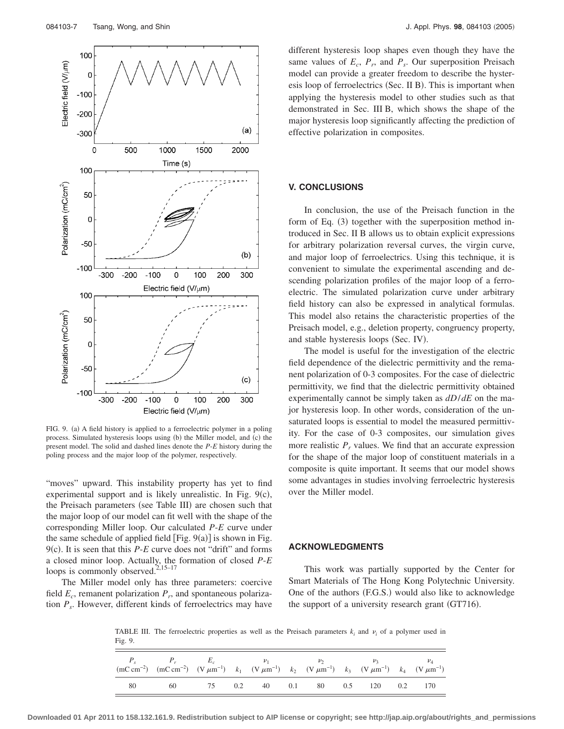FIG. 9. (a) A field history is applied to a ferroelectric polymer in a poling process. Simulated hysteresis loops using (b) the Miller model, and (c) the present model. The solid and dashed lines denote the *P*-*E* history during the poling process and the major loop of the polymer, respectively.

"moves" upward. This instability property has yet to find experimental support and is likely unrealistic. In Fig. 9(c), the Preisach parameters (see Table III) are chosen such that the major loop of our model can fit well with the shape of the corresponding Miller loop. Our calculated *P*-*E* curve under the same schedule of applied field [Fig. 9(a)] is shown in Fig. 9(c). It is seen that this *P*-*E* curve does not "drift" and forms a closed minor loop. Actually, the formation of closed *P*-*E* loops is commonly observed.[2,15–17]

The Miller model only has three parameters: coercive field $E_c$, remanent polarization $P_r$, and spontaneous polarization $P_s$. However, different kinds of ferroelectrics may have different hysteresis loop shapes even though they have the same values of $E_c$, $P_r$, and $P_s$. Our superposition Preisach model can provide a greater freedom to describe the hysteresis loop of ferroelectrics (Sec. II B). This is important when applying the hysteresis model to other studies such as that demonstrated in Sec. III B, which shows the shape of the major hysteresis loop significantly affecting the prediction of effective polarization in composites.

## V. CONCLUSIONS

In conclusion, the use of the Preisach function in the form of Eq. (3) together with the superposition method introduced in Sec. II B allows us to obtain explicit expressions for arbitrary polarization reversal curves, the virgin curve, and major loop of ferroelectrics. Using this technique, it is convenient to simulate the experimental ascending and descending polarization profiles of the major loop of a ferroelectric. The simulated polarization curve under arbitrary field history can also be expressed in analytical formulas. This model also retains the characteristic properties of the Preisach model, e.g., deletion property, congruency property, and stable hysteresis loops (Sec. IV).

The model is useful for the investigation of the electric field dependence of the dielectric permittivity and the remanent polarization of 0-3 composites. For the case of dielectric permittivity, we find that the dielectric permittivity obtained experimentally cannot be simply taken as $dD/dE$ on the major hysteresis loop. In other words, consideration of the unsaturated loops is essential to model the measured permittivity. For the case of 0-3 composites, our simulation gives more realistic $P_r$ values. We find that an accurate expression for the shape of the major loop of constituent materials in a composite is quite important. It seems that our model shows some advantages in studies involving ferroelectric hysteresis over the Miller model.

## ACKNOWLEDGMENTS

This work was partially supported by the Center for Smart Materials of The Hong Kong Polytechnic University. One of the authors (F.G.S.) would also like to acknowledge the support of a university research grant (GT716).

TABLE III. The ferroelectric properties as well as the Preisach parameters $k_i$ and $\nu_i$ of a polymer used in Fig. 9.

| $P_s$ ($\mathrm{mC\,cm^{-2}}$) | $P_r$ ($\mathrm{mC\,cm^{-2}}$) | $E_c$ ($\mathrm{V\,\mu m^{-1}}$) | $k_1$ | $\nu_1$ ($\mathrm{V\,\mu m^{-1}}$) | $k_2$ | $\nu_2$ ($\mathrm{V\,\mu m^{-1}}$) | $k_3$ | $\nu_3$ ($\mathrm{V\,\mu m^{-1}}$) | $k_4$ | $\nu_4$ ($\mathrm{V\,\mu m^{-1}}$) |
|---|---|---|---|---|---|---|---|---|---|---|
| 80 | 60 | 75 | 0.2 | 40 | 0.1 | 80 | 0.5 | 120 | 0.2 | 170 |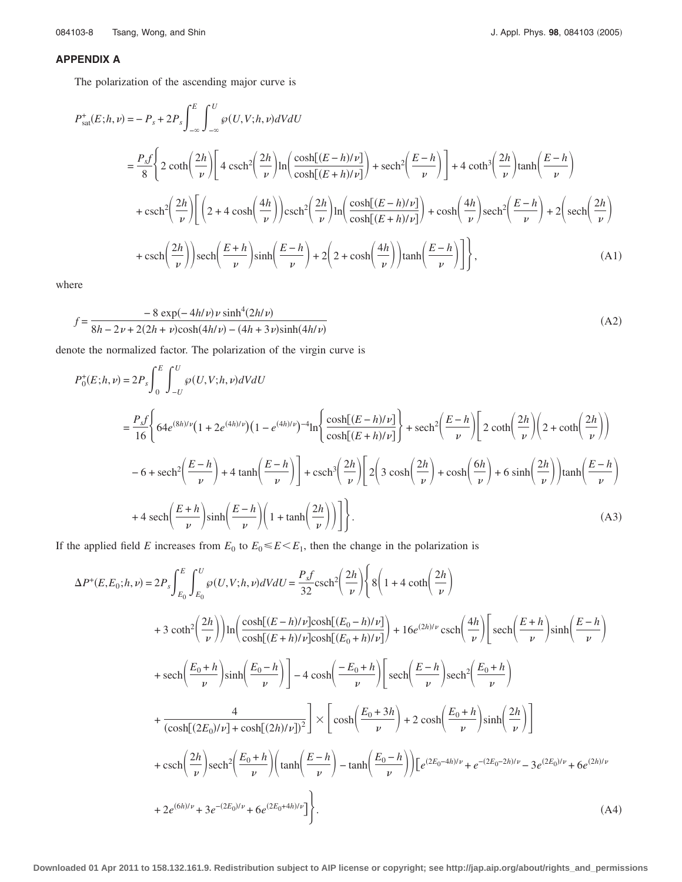## APPENDIX A

The polarization of the ascending major curve is

$$
\begin{aligned}
P_{\text{sat}}^{+}(E;h,\nu) &= -P_s + 2P_s\int_{-\infty}^{E}\int_{-\infty}^{U}\wp(U,V;h,\nu)dVdU \\
&= \frac{P_s f}{8}\Bigg\{2\coth\left(\frac{2h}{\nu}\right)\left[4\,\text{csch}^2\left(\frac{2h}{\nu}\right)\ln\left(\frac{\cosh[(E-h)/\nu]}{\cosh[(E+h)/\nu]}\right)+\text{sech}^2\left(\frac{E-h}{\nu}\right)\right]+4\coth^3\left(\frac{2h}{\nu}\right)\tanh\left(\frac{E-h}{\nu}\right) \\
&\quad +\text{csch}^2\left(\frac{2h}{\nu}\right)\Bigg[\left(2+4\cosh\left(\frac{4h}{\nu}\right)\right)\text{csch}^2\left(\frac{2h}{\nu}\right)\ln\left(\frac{\cosh[(E-h)/\nu]}{\cosh[(E+h)/\nu]}\right)+\cosh\left(\frac{4h}{\nu}\right)\text{sech}^2\left(\frac{E-h}{\nu}\right)+2\left(\text{sech}\left(\frac{2h}{\nu}\right)\right. \\
&\quad \left.+\text{csch}\left(\frac{2h}{\nu}\right)\right)\text{sech}\left(\frac{E+h}{\nu}\right)\sinh\left(\frac{E-h}{\nu}\right)+2\left(2+\cosh\left(\frac{4h}{\nu}\right)\right)\tanh\left(\frac{E-h}{\nu}\right)\Bigg]\Bigg\},
\end{aligned}
\tag{A1}
$$

where

$$
f=\frac{-8\exp(-4h/\nu)\nu\sinh^4(2h/\nu)}{8h-2\nu+2(2h+\nu)\cosh(4h/\nu)-(4h+3\nu)\sinh(4h/\nu)}
\tag{A2}
$$

denote the normalized factor. The polarization of the virgin curve is

$$
\begin{aligned}
P_0^{+}(E;h,\nu) &= 2P_s\int_{0}^{E}\int_{-U}^{U}\wp(U,V;h,\nu)dVdU \\
&= \frac{P_s f}{16}\Bigg\{64e^{(8h)/\nu}\left(1+2e^{(4h)/\nu}\right)\left(1-e^{(4h)/\nu}\right)^{-4}\ln\left\{\frac{\cosh[(E-h)/\nu]}{\cosh[(E+h)/\nu]}\right\}+\text{sech}^2\left(\frac{E-h}{\nu}\right)\left[2\coth\left(\frac{2h}{\nu}\right)\left(2+\coth\left(\frac{2h}{\nu}\right)\right)\right. \\
&\quad \left.-6+\text{sech}^2\left(\frac{E-h}{\nu}\right)+4\tanh\left(\frac{E-h}{\nu}\right)\right]+\text{csch}^3\left(\frac{2h}{\nu}\right)\Bigg[2\left(3\cosh\left(\frac{2h}{\nu}\right)+\cosh\left(\frac{6h}{\nu}\right)+6\sinh\left(\frac{2h}{\nu}\right)\right)\tanh\left(\frac{E-h}{\nu}\right) \\
&\quad +4\,\text{sech}\left(\frac{E+h}{\nu}\right)\sinh\left(\frac{E-h}{\nu}\right)\left(1+\tanh\left(\frac{2h}{\nu}\right)\right)\Bigg]\Bigg\}.
\end{aligned}
\tag{A3}
$$

If the applied field $E$ increases from $E_0$ to $E_0 \leq E < E_1$, then the change in the polarization is

$$
\begin{aligned}
\Delta P^{+}(E,E_0;h,\nu) &= 2P_s\int_{E_0}^{E}\int_{E_0}^{U}\wp(U,V;h,\nu)dVdU=\frac{P_s f}{32}\text{csch}^2\left(\frac{2h}{\nu}\right)\Bigg\{8\left(1+4\coth\left(\frac{2h}{\nu}\right)\right. \\
&\quad \left.+3\coth^2\left(\frac{2h}{\nu}\right)\right)\ln\left(\frac{\cosh[(E-h)/\nu]\cosh[(E_0-h)/\nu]}{\cosh[(E+h)/\nu]\cosh[(E_0+h)/\nu]}\right)+16e^{(2h)/\nu}\,\text{csch}\left(\frac{4h}{\nu}\right)\left[\text{sech}\left(\frac{E+h}{\nu}\right)\sinh\left(\frac{E-h}{\nu}\right)\right. \\
&\quad \left.+\text{sech}\left(\frac{E_0+h}{\nu}\right)\sinh\left(\frac{E_0-h}{\nu}\right)\right]-4\cosh\left(\frac{-E_0+h}{\nu}\right)\left[\text{sech}\left(\frac{E-h}{\nu}\right)\text{sech}^2\left(\frac{E_0+h}{\nu}\right)\right. \\
&\quad \left.+\frac{4}{(\cosh[(2E_0)/\nu]+\cosh[(2h)/\nu])^2}\right]\times\left[\cosh\left(\frac{E_0+3h}{\nu}\right)+2\cosh\left(\frac{E_0+h}{\nu}\right)\sinh\left(\frac{2h}{\nu}\right)\right] \\
&\quad +\text{csch}\left(\frac{2h}{\nu}\right)\text{sech}^2\left(\frac{E_0+h}{\nu}\right)\left(\tanh\left(\frac{E-h}{\nu}\right)-\tanh\left(\frac{E_0-h}{\nu}\right)\right)\left[e^{(2E_0-4h)/\nu}+e^{-(2E_0-2h)/\nu}-3e^{(2E_0)/\nu}+6e^{(2h)/\nu}\right. \\
&\quad \left.+2e^{(6h)/\nu}+3e^{-(2E_0)/\nu}+6e^{(2E_0+4h)/\nu}\right]\Bigg\}.
\end{aligned}
\tag{A4}
$$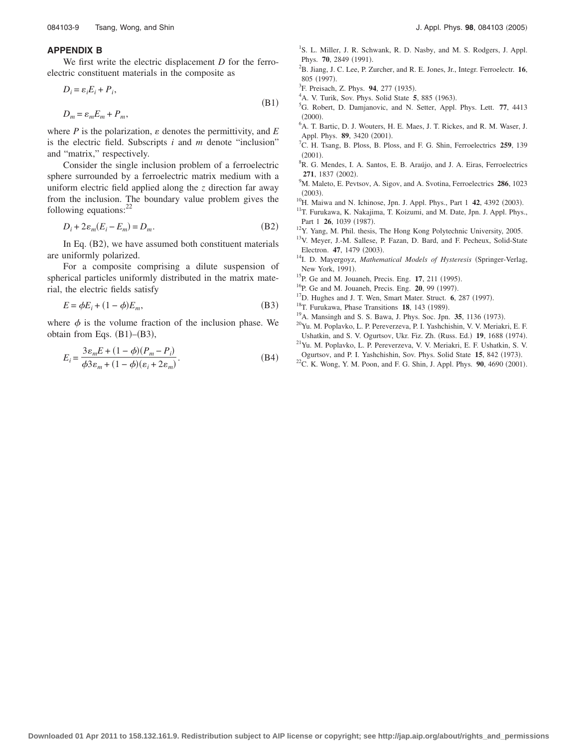## APPENDIX B

We first write the electric displacement $D$ for the ferroelectric constituent materials in the composite as

$$D_i = \varepsilon_i E_i + P_i,$$
$$D_m = \varepsilon_m E_m + P_m, \tag{B1}$$

where $P$ is the polarization, $\varepsilon$ denotes the permittivity, and $E$ is the electric field. Subscripts $i$ and $m$ denote "inclusion" and "matrix," respectively.

Consider the single inclusion problem of a ferroelectric sphere surrounded by a ferroelectric matrix medium with a uniform electric field applied along the $z$ direction far away from the inclusion. The boundary value problem gives the following equations:[22]

$$D_i + 2\varepsilon_m (E_i - E_m) = D_m. \tag{B2}$$

In Eq. (B2), we have assumed both constituent materials are uniformly polarized.

For a composite comprising a dilute suspension of spherical particles uniformly distributed in the matrix material, the electric fields satisfy

$$E = \phi E_i + (1 - \phi) E_m, \tag{B3}$$

where $\phi$ is the volume fraction of the inclusion phase. We obtain from Eqs. (B1)–(B3),

$$E_i = \frac{3\varepsilon_m E + (1 - \phi)(P_m - P_i)}{\phi 3\varepsilon_m + (1 - \phi)(\varepsilon_i + 2\varepsilon_m)}. \tag{B4}$$

[1] S. L. Miller, J. R. Schwank, R. D. Nasby, and M. S. Rodgers, J. Appl. Phys. **70**, 2849 (1991).

[2] B. Jiang, J. C. Lee, P. Zurcher, and R. E. Jones, Jr., Integr. Ferroelectr. **16**, 805 (1997).

[3] F. Preisach, Z. Phys. **94**, 277 (1935).

[4] A. V. Turik, Sov. Phys. Solid State **5**, 885 (1963).

[5] G. Robert, D. Damjanovic, and N. Setter, Appl. Phys. Lett. **77**, 4413 (2000).

[6] A. T. Bartic, D. J. Wouters, H. E. Maes, J. T. Rickes, and R. M. Waser, J. Appl. Phys. **89**, 3420 (2001).

[7] C. H. Tsang, B. Ploss, B. Ploss, and F. G. Shin, Ferroelectrics **259**, 139 (2001).

[8] R. G. Mendes, I. A. Santos, E. B. Araújo, and J. A. Eiras, Ferroelectrics **271**, 1837 (2002).

[9] M. Maleto, E. Pevtsov, A. Sigov, and A. Svotina, Ferroelectrics **286**, 1023 (2003).

[10] H. Maiwa and N. Ichinose, Jpn. J. Appl. Phys., Part 1 **42**, 4392 (2003).

[11] T. Furukawa, K. Nakajima, T. Koizumi, and M. Date, Jpn. J. Appl. Phys., Part 1 **26**, 1039 (1987).

[12] Y. Yang, M. Phil. thesis, The Hong Kong Polytechnic University, 2005.

[13] V. Meyer, J.-M. Sallese, P. Fazan, D. Bard, and F. Pecheux, Solid-State Electron. **47**, 1479 (2003).

[14] I. D. Mayergoyz, *Mathematical Models of Hysteresis* (Springer-Verlag, New York, 1991).

[15] P. Ge and M. Jouaneh, Precis. Eng. **17**, 211 (1995).

[16] P. Ge and M. Jouaneh, Precis. Eng. **20**, 99 (1997).

[17] D. Hughes and J. T. Wen, Smart Mater. Struct. **6**, 287 (1997).

[18] T. Furukawa, Phase Transitions **18**, 143 (1989).

[19] A. Mansingh and S. S. Bawa, J. Phys. Soc. Jpn. **35**, 1136 (1973).

[20] Yu. M. Poplavko, L. P. Pereverzeva, P. I. Yashchishin, V. V. Meriakri, E. F. Ushatkin, and S. V. Ogurtsov, Ukr. Fiz. Zh. (Russ. Ed.) **19**, 1688 (1974).

[21] Yu. M. Poplavko, L. P. Pereverzeva, V. V. Meriakri, E. F. Ushatkin, S. V. Ogurtsov, and P. I. Yashchishin, Sov. Phys. Solid State **15**, 842 (1973).

[22] C. K. Wong, Y. M. Poon, and F. G. Shin, J. Appl. Phys. **90**, 4690 (2001).